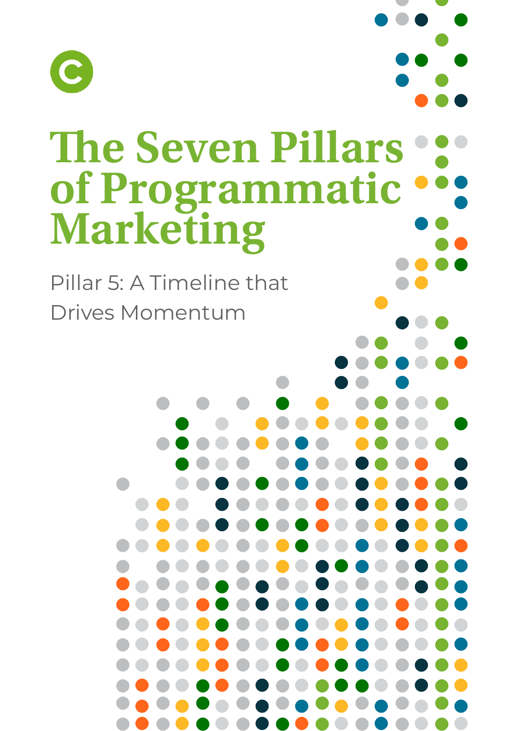# The Seven Pillars of Programmatic Marketing

Pillar 5: A Timeline that Drives Momentum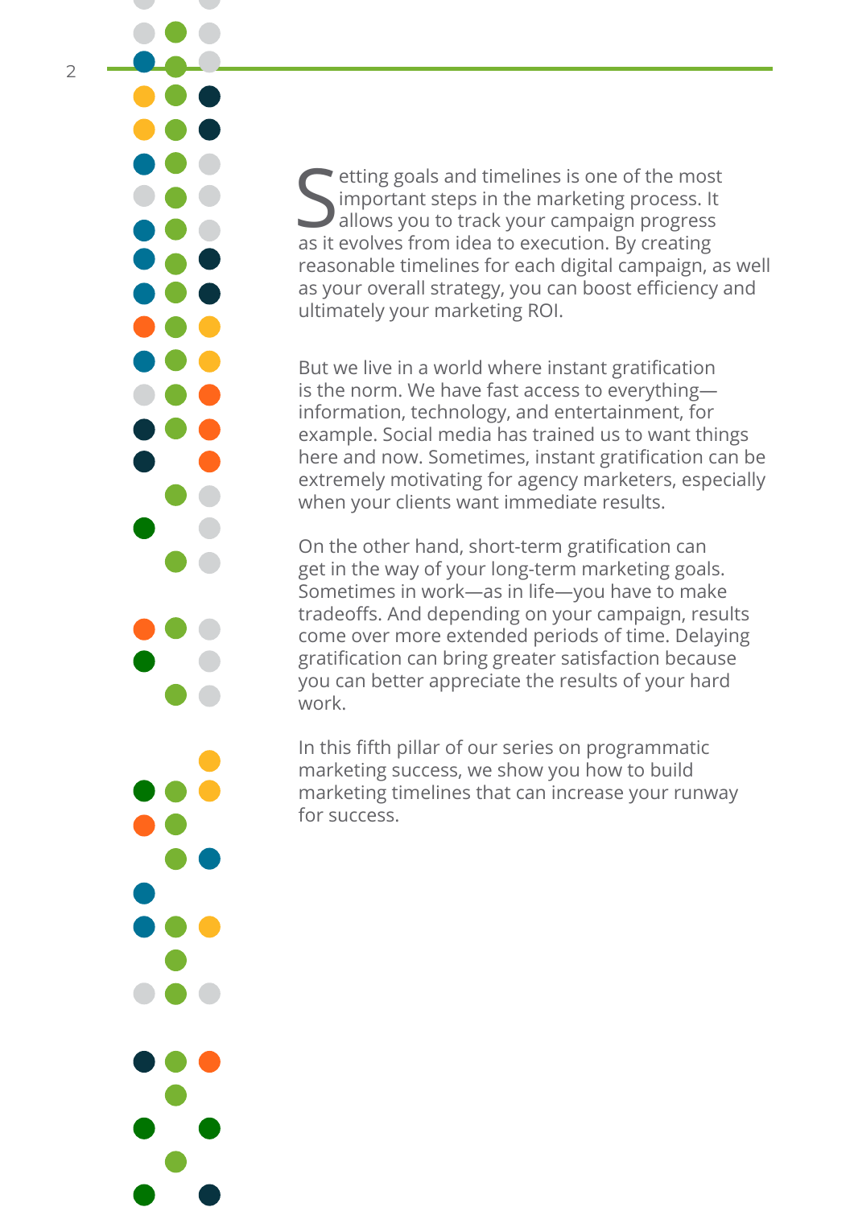Setting goals and timelines is one of the most important steps in the marketing process. It allows you to track your campaign progress as it evolves from idea to execution. By creating reasonable timelines for each digital campaign, as well as your overall strategy, you can boost efficiency and ultimately your marketing ROI.

But we live in a world where instant gratification is the norm. We have fast access to everything—information, technology, and entertainment, for example. Social media has trained us to want things here and now. Sometimes, instant gratification can be extremely motivating for agency marketers, especially when your clients want immediate results.

On the other hand, short-term gratification can get in the way of your long-term marketing goals. Sometimes in work—as in life—you have to make tradeoffs. And depending on your campaign, results come over more extended periods of time. Delaying gratification can bring greater satisfaction because you can better appreciate the results of your hard work.

In this fifth pillar of our series on programmatic marketing success, we show you how to build marketing timelines that can increase your runway for success.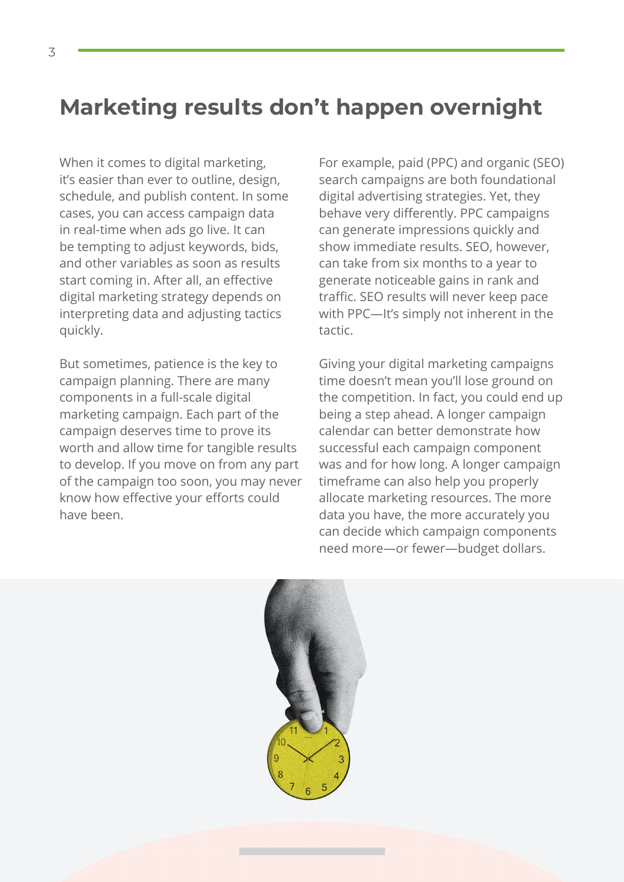## Marketing results don't happen overnight

When it comes to digital marketing, it's easier than ever to outline, design, schedule, and publish content. In some cases, you can access campaign data in real-time when ads go live. It can be tempting to adjust keywords, bids, and other variables as soon as results start coming in. After all, an effective digital marketing strategy depends on interpreting data and adjusting tactics quickly.

But sometimes, patience is the key to campaign planning. There are many components in a full-scale digital marketing campaign. Each part of the campaign deserves time to prove its worth and allow time for tangible results to develop. If you move on from any part of the campaign too soon, you may never know how effective your efforts could have been.

For example, paid (PPC) and organic (SEO) search campaigns are both foundational digital advertising strategies. Yet, they behave very differently. PPC campaigns can generate impressions quickly and show immediate results. SEO, however, can take from six months to a year to generate noticeable gains in rank and traffic. SEO results will never keep pace with PPC—It's simply not inherent in the tactic.

Giving your digital marketing campaigns time doesn't mean you'll lose ground on the competition. In fact, you could end up being a step ahead. A longer campaign calendar can better demonstrate how successful each campaign component was and for how long. A longer campaign timeframe can also help you properly allocate marketing resources. The more data you have, the more accurately you can decide which campaign components need more—or fewer—budget dollars.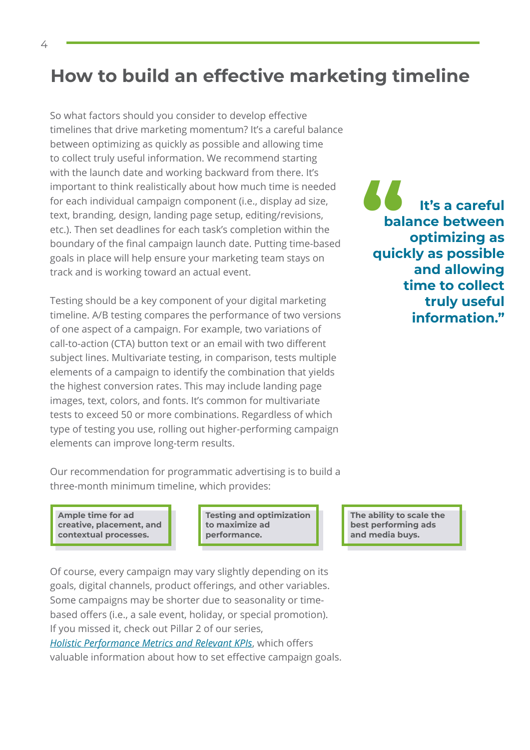# How to build an effective marketing timeline

So what factors should you consider to develop effective timelines that drive marketing momentum? It's a careful balance between optimizing as quickly as possible and allowing time to collect truly useful information. We recommend starting with the launch date and working backward from there. It's important to think realistically about how much time is needed for each individual campaign component (i.e., display ad size, text, branding, design, landing page setup, editing/revisions, etc.). Then set deadlines for each task's completion within the boundary of the final campaign launch date. Putting time-based goals in place will help ensure your marketing team stays on track and is working toward an actual event.

> **"It's a careful balance between optimizing as quickly as possible and allowing time to collect truly useful information."**

Testing should be a key component of your digital marketing timeline. A/B testing compares the performance of two versions of one aspect of a campaign. For example, two variations of call-to-action (CTA) button text or an email with two different subject lines. Multivariate testing, in comparison, tests multiple elements of a campaign to identify the combination that yields the highest conversion rates. This may include landing page images, text, colors, and fonts. It's common for multivariate tests to exceed 50 or more combinations. Regardless of which type of testing you use, rolling out higher-performing campaign elements can improve long-term results.

Our recommendation for programmatic advertising is to build a three-month minimum timeline, which provides:

- **Ample time for ad creative, placement, and contextual processes.**
- **Testing and optimization to maximize ad performance.**
- **The ability to scale the best performing ads and media buys.**

Of course, every campaign may vary slightly depending on its goals, digital channels, product offerings, and other variables. Some campaigns may be shorter due to seasonality or time-based offers (i.e., a sale event, holiday, or special promotion). If you missed it, check out Pillar 2 of our series, *Holistic Performance Metrics and Relevant KPIs*, which offers valuable information about how to set effective campaign goals.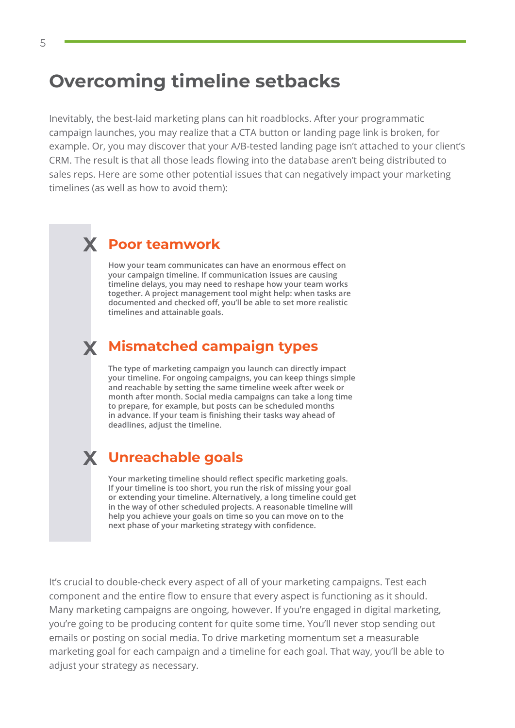# Overcoming timeline setbacks

Inevitably, the best-laid marketing plans can hit roadblocks. After your programmatic campaign launches, you may realize that a CTA button or landing page link is broken, for example. Or, you may discover that your A/B-tested landing page isn't attached to your client's CRM. The result is that all those leads flowing into the database aren't being distributed to sales reps. Here are some other potential issues that can negatively impact your marketing timelines (as well as how to avoid them):

## X Poor teamwork

How your team communicates can have an enormous effect on your campaign timeline. If communication issues are causing timeline delays, you may need to reshape how your team works together. A project management tool might help: when tasks are documented and checked off, you'll be able to set more realistic timelines and attainable goals.

## X Mismatched campaign types

The type of marketing campaign you launch can directly impact your timeline. For ongoing campaigns, you can keep things simple and reachable by setting the same timeline week after week or month after month. Social media campaigns can take a long time to prepare, for example, but posts can be scheduled months in advance. If your team is finishing their tasks way ahead of deadlines, adjust the timeline.

## X Unreachable goals

Your marketing timeline should reflect specific marketing goals. If your timeline is too short, you run the risk of missing your goal or extending your timeline. Alternatively, a long timeline could get in the way of other scheduled projects. A reasonable timeline will help you achieve your goals on time so you can move on to the next phase of your marketing strategy with confidence.

It's crucial to double-check every aspect of all of your marketing campaigns. Test each component and the entire flow to ensure that every aspect is functioning as it should. Many marketing campaigns are ongoing, however. If you're engaged in digital marketing, you're going to be producing content for quite some time. You'll never stop sending out emails or posting on social media. To drive marketing momentum set a measurable marketing goal for each campaign and a timeline for each goal. That way, you'll be able to adjust your strategy as necessary.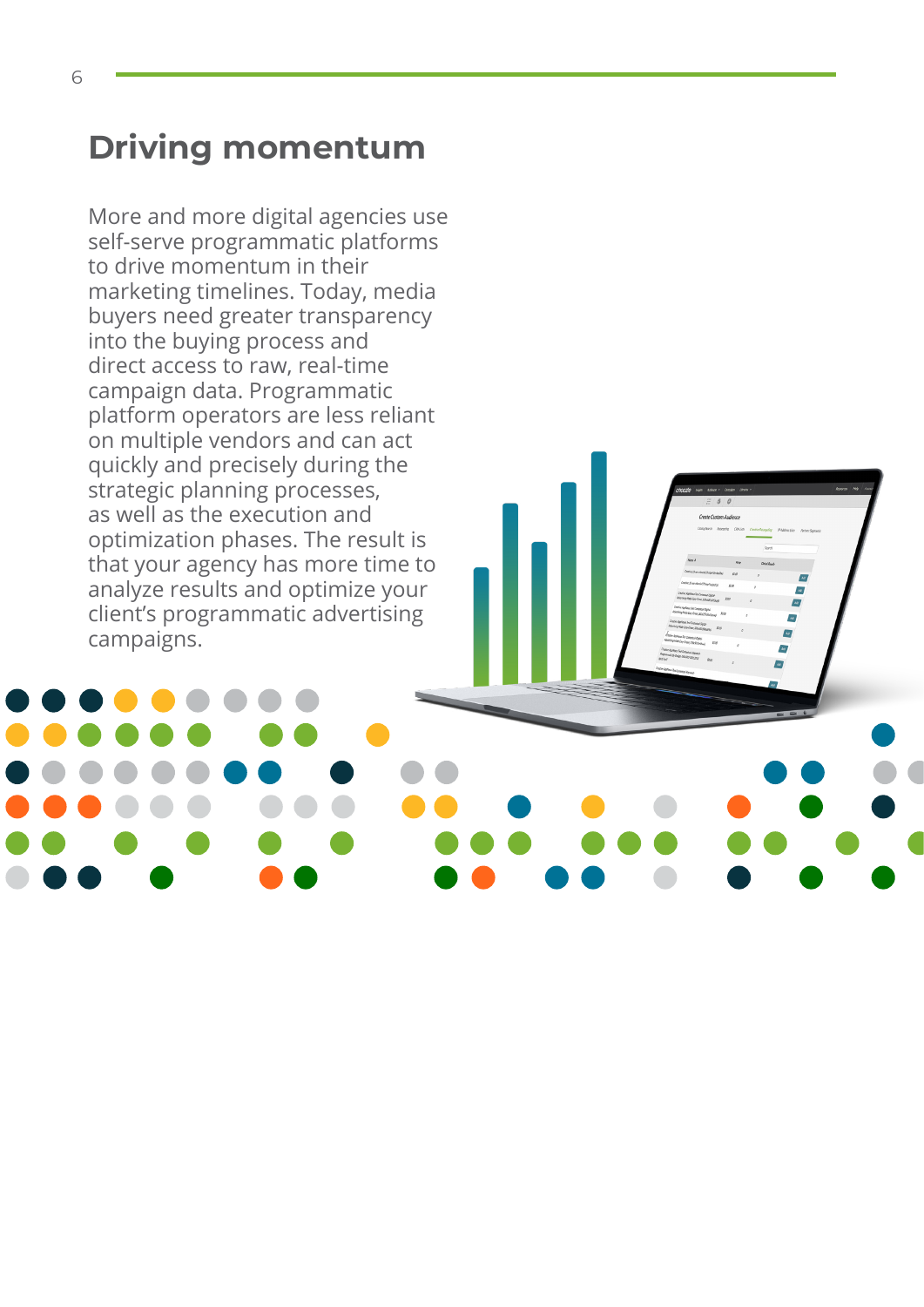# Driving momentum

More and more digital agencies use self-serve programmatic platforms to drive momentum in their marketing timelines. Today, media buyers need greater transparency into the buying process and direct access to raw, real-time campaign data. Programmatic platform operators are less reliant on multiple vendors and can act quickly and precisely during the strategic planning processes, as well as the execution and optimization phases. The result is that your agency has more time to analyze results and optimize your client's programmatic advertising campaigns.